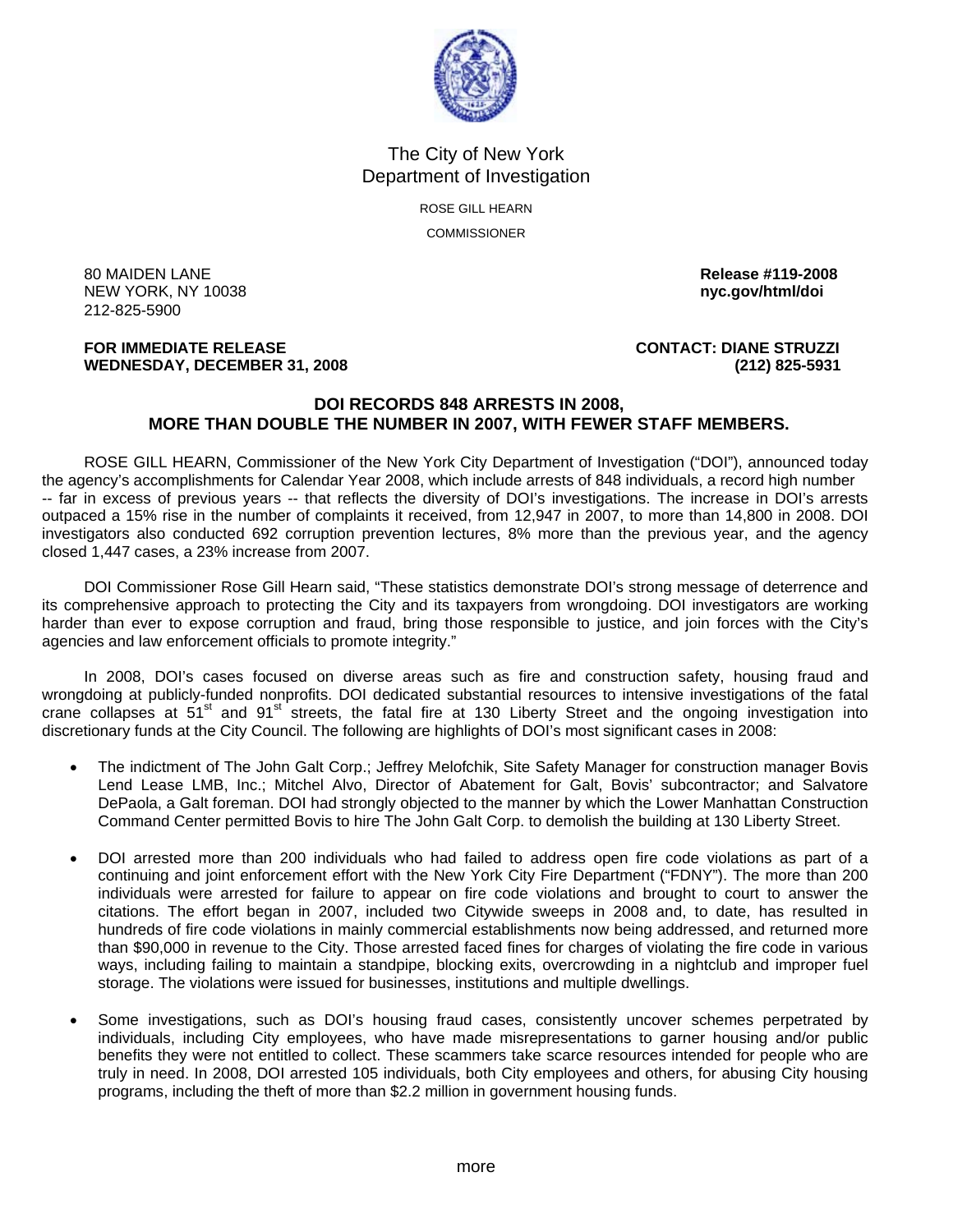The City of New York
Department of Investigation

ROSE GILL HEARN

COMMISSIONER

80 MAIDEN LANE
NEW YORK, NY 10038
212-825-5900

**Release #119-2008**
**nyc.gov/html/doi**

**FOR IMMEDIATE RELEASE**
**WEDNESDAY, DECEMBER 31, 2008**

**CONTACT: DIANE STRUZZI**
**(212) 825-5931**

## DOI RECORDS 848 ARRESTS IN 2008, MORE THAN DOUBLE THE NUMBER IN 2007, WITH FEWER STAFF MEMBERS.

ROSE GILL HEARN, Commissioner of the New York City Department of Investigation ("DOI"), announced today the agency's accomplishments for Calendar Year 2008, which include arrests of 848 individuals, a record high number -- far in excess of previous years -- that reflects the diversity of DOI's investigations. The increase in DOI's arrests outpaced a 15% rise in the number of complaints it received, from 12,947 in 2007, to more than 14,800 in 2008. DOI investigators also conducted 692 corruption prevention lectures, 8% more than the previous year, and the agency closed 1,447 cases, a 23% increase from 2007.

DOI Commissioner Rose Gill Hearn said, "These statistics demonstrate DOI's strong message of deterrence and its comprehensive approach to protecting the City and its taxpayers from wrongdoing. DOI investigators are working harder than ever to expose corruption and fraud, bring those responsible to justice, and join forces with the City's agencies and law enforcement officials to promote integrity."

In 2008, DOI's cases focused on diverse areas such as fire and construction safety, housing fraud and wrongdoing at publicly-funded nonprofits. DOI dedicated substantial resources to intensive investigations of the fatal crane collapses at 51st and 91st streets, the fatal fire at 130 Liberty Street and the ongoing investigation into discretionary funds at the City Council. The following are highlights of DOI's most significant cases in 2008:

- The indictment of The John Galt Corp.; Jeffrey Melofchik, Site Safety Manager for construction manager Bovis Lend Lease LMB, Inc.; Mitchel Alvo, Director of Abatement for Galt, Bovis' subcontractor; and Salvatore DePaola, a Galt foreman. DOI had strongly objected to the manner by which the Lower Manhattan Construction Command Center permitted Bovis to hire The John Galt Corp. to demolish the building at 130 Liberty Street.

- DOI arrested more than 200 individuals who had failed to address open fire code violations as part of a continuing and joint enforcement effort with the New York City Fire Department ("FDNY"). The more than 200 individuals were arrested for failure to appear on fire code violations and brought to court to answer the citations. The effort began in 2007, included two Citywide sweeps in 2008 and, to date, has resulted in hundreds of fire code violations in mainly commercial establishments now being addressed, and returned more than $90,000 in revenue to the City. Those arrested faced fines for charges of violating the fire code in various ways, including failing to maintain a standpipe, blocking exits, overcrowding in a nightclub and improper fuel storage. The violations were issued for businesses, institutions and multiple dwellings.

- Some investigations, such as DOI's housing fraud cases, consistently uncover schemes perpetrated by individuals, including City employees, who have made misrepresentations to garner housing and/or public benefits they were not entitled to collect. These scammers take scarce resources intended for people who are truly in need. In 2008, DOI arrested 105 individuals, both City employees and others, for abusing City housing programs, including the theft of more than $2.2 million in government housing funds.

more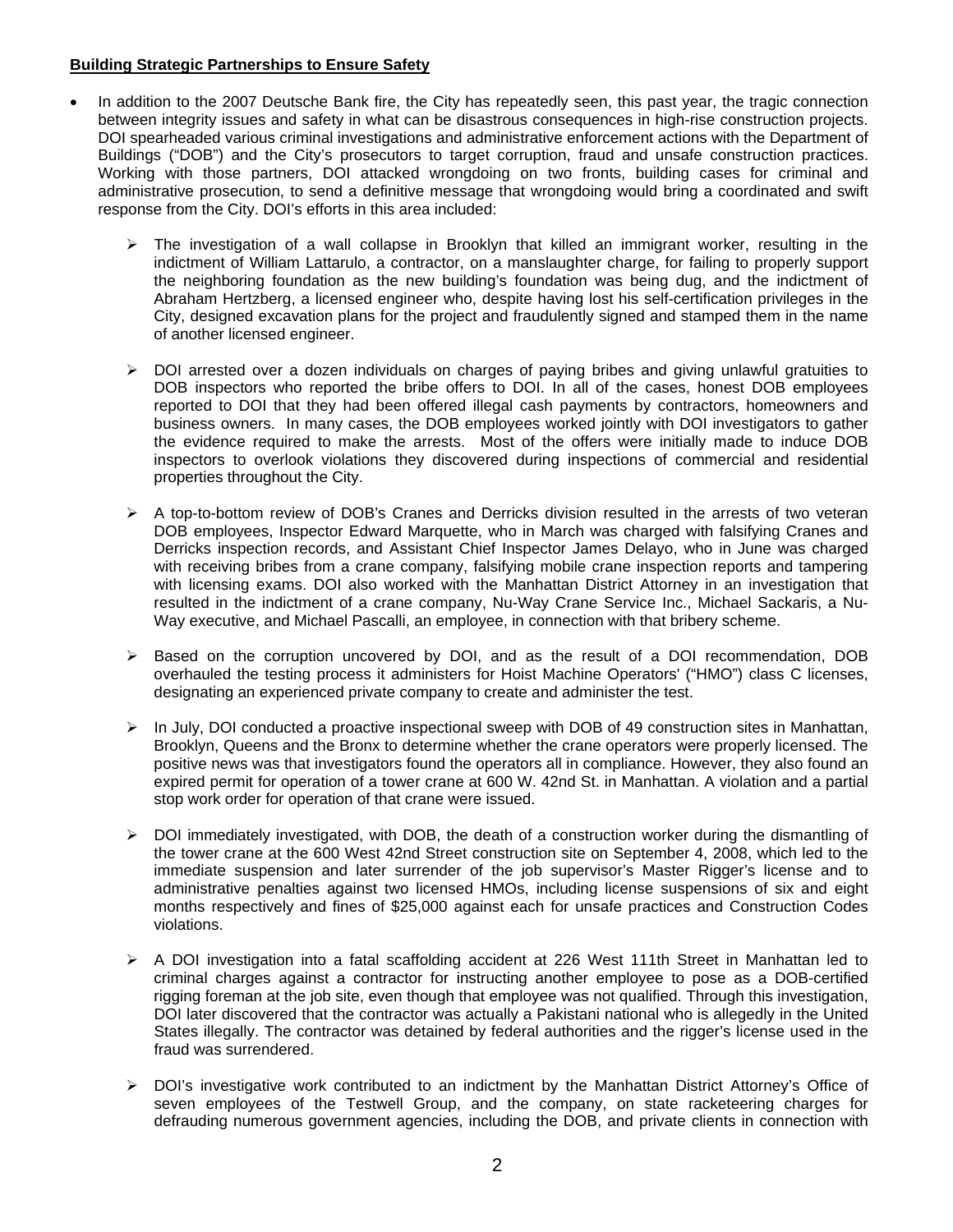**Building Strategic Partnerships to Ensure Safety**

- In addition to the 2007 Deutsche Bank fire, the City has repeatedly seen, this past year, the tragic connection between integrity issues and safety in what can be disastrous consequences in high-rise construction projects. DOI spearheaded various criminal investigations and administrative enforcement actions with the Department of Buildings ("DOB") and the City's prosecutors to target corruption, fraud and unsafe construction practices. Working with those partners, DOI attacked wrongdoing on two fronts, building cases for criminal and administrative prosecution, to send a definitive message that wrongdoing would bring a coordinated and swift response from the City. DOI's efforts in this area included:

  - The investigation of a wall collapse in Brooklyn that killed an immigrant worker, resulting in the indictment of William Lattarulo, a contractor, on a manslaughter charge, for failing to properly support the neighboring foundation as the new building's foundation was being dug, and the indictment of Abraham Hertzberg, a licensed engineer who, despite having lost his self-certification privileges in the City, designed excavation plans for the project and fraudulently signed and stamped them in the name of another licensed engineer.

  - DOI arrested over a dozen individuals on charges of paying bribes and giving unlawful gratuities to DOB inspectors who reported the bribe offers to DOI. In all of the cases, honest DOB employees reported to DOI that they had been offered illegal cash payments by contractors, homeowners and business owners. In many cases, the DOB employees worked jointly with DOI investigators to gather the evidence required to make the arrests. Most of the offers were initially made to induce DOB inspectors to overlook violations they discovered during inspections of commercial and residential properties throughout the City.

  - A top-to-bottom review of DOB's Cranes and Derricks division resulted in the arrests of two veteran DOB employees, Inspector Edward Marquette, who in March was charged with falsifying Cranes and Derricks inspection records, and Assistant Chief Inspector James Delayo, who in June was charged with receiving bribes from a crane company, falsifying mobile crane inspection reports and tampering with licensing exams. DOI also worked with the Manhattan District Attorney in an investigation that resulted in the indictment of a crane company, Nu-Way Crane Service Inc., Michael Sackaris, a Nu-Way executive, and Michael Pascalli, an employee, in connection with that bribery scheme.

  - Based on the corruption uncovered by DOI, and as the result of a DOI recommendation, DOB overhauled the testing process it administers for Hoist Machine Operators' ("HMO") class C licenses, designating an experienced private company to create and administer the test.

  - In July, DOI conducted a proactive inspectional sweep with DOB of 49 construction sites in Manhattan, Brooklyn, Queens and the Bronx to determine whether the crane operators were properly licensed. The positive news was that investigators found the operators all in compliance. However, they also found an expired permit for operation of a tower crane at 600 W. 42nd St. in Manhattan. A violation and a partial stop work order for operation of that crane were issued.

  - DOI immediately investigated, with DOB, the death of a construction worker during the dismantling of the tower crane at the 600 West 42nd Street construction site on September 4, 2008, which led to the immediate suspension and later surrender of the job supervisor's Master Rigger's license and to administrative penalties against two licensed HMOs, including license suspensions of six and eight months respectively and fines of $25,000 against each for unsafe practices and Construction Codes violations.

  - A DOI investigation into a fatal scaffolding accident at 226 West 111th Street in Manhattan led to criminal charges against a contractor for instructing another employee to pose as a DOB-certified rigging foreman at the job site, even though that employee was not qualified. Through this investigation, DOI later discovered that the contractor was actually a Pakistani national who is allegedly in the United States illegally. The contractor was detained by federal authorities and the rigger's license used in the fraud was surrendered.

  - DOI's investigative work contributed to an indictment by the Manhattan District Attorney's Office of seven employees of the Testwell Group, and the company, on state racketeering charges for defrauding numerous government agencies, including the DOB, and private clients in connection with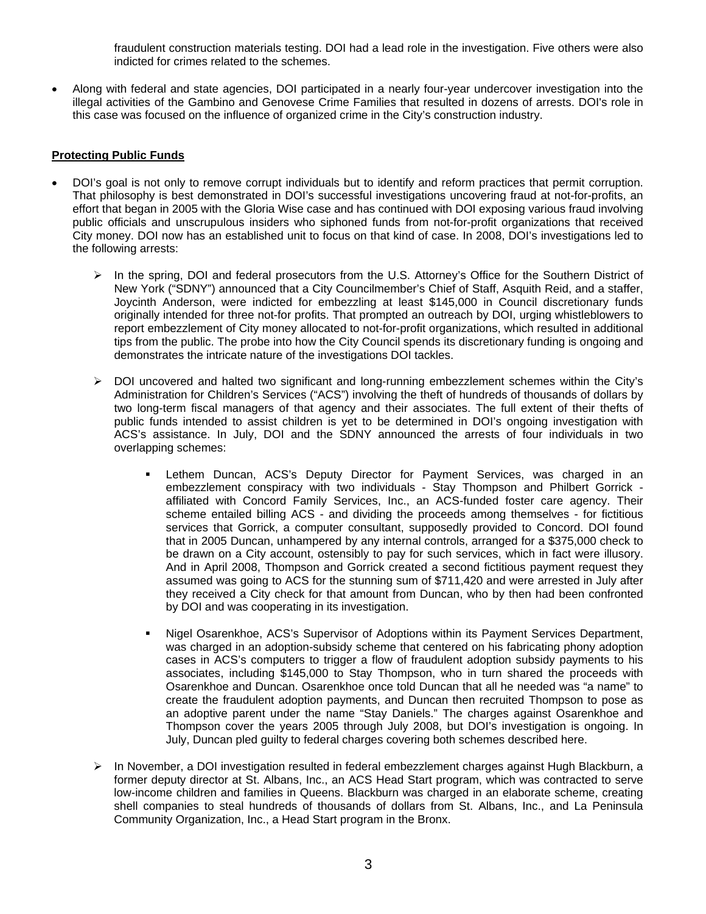fraudulent construction materials testing. DOI had a lead role in the investigation. Five others were also indicted for crimes related to the schemes.

- Along with federal and state agencies, DOI participated in a nearly four-year undercover investigation into the illegal activities of the Gambino and Genovese Crime Families that resulted in dozens of arrests. DOI's role in this case was focused on the influence of organized crime in the City's construction industry.

**Protecting Public Funds**

- DOI's goal is not only to remove corrupt individuals but to identify and reform practices that permit corruption. That philosophy is best demonstrated in DOI's successful investigations uncovering fraud at not-for-profits, an effort that began in 2005 with the Gloria Wise case and has continued with DOI exposing various fraud involving public officials and unscrupulous insiders who siphoned funds from not-for-profit organizations that received City money. DOI now has an established unit to focus on that kind of case. In 2008, DOI's investigations led to the following arrests:

  - In the spring, DOI and federal prosecutors from the U.S. Attorney's Office for the Southern District of New York ("SDNY") announced that a City Councilmember's Chief of Staff, Asquith Reid, and a staffer, Joycinth Anderson, were indicted for embezzling at least $145,000 in Council discretionary funds originally intended for three not-for profits. That prompted an outreach by DOI, urging whistleblowers to report embezzlement of City money allocated to not-for-profit organizations, which resulted in additional tips from the public. The probe into how the City Council spends its discretionary funding is ongoing and demonstrates the intricate nature of the investigations DOI tackles.

  - DOI uncovered and halted two significant and long-running embezzlement schemes within the City's Administration for Children's Services ("ACS") involving the theft of hundreds of thousands of dollars by two long-term fiscal managers of that agency and their associates. The full extent of their thefts of public funds intended to assist children is yet to be determined in DOI's ongoing investigation with ACS's assistance. In July, DOI and the SDNY announced the arrests of four individuals in two overlapping schemes:

    - Lethem Duncan, ACS's Deputy Director for Payment Services, was charged in an embezzlement conspiracy with two individuals - Stay Thompson and Philbert Gorrick - affiliated with Concord Family Services, Inc., an ACS-funded foster care agency. Their scheme entailed billing ACS - and dividing the proceeds among themselves - for fictitious services that Gorrick, a computer consultant, supposedly provided to Concord. DOI found that in 2005 Duncan, unhampered by any internal controls, arranged for a $375,000 check to be drawn on a City account, ostensibly to pay for such services, which in fact were illusory. And in April 2008, Thompson and Gorrick created a second fictitious payment request they assumed was going to ACS for the stunning sum of $711,420 and were arrested in July after they received a City check for that amount from Duncan, who by then had been confronted by DOI and was cooperating in its investigation.

    - Nigel Osarenkhoe, ACS's Supervisor of Adoptions within its Payment Services Department, was charged in an adoption-subsidy scheme that centered on his fabricating phony adoption cases in ACS's computers to trigger a flow of fraudulent adoption subsidy payments to his associates, including $145,000 to Stay Thompson, who in turn shared the proceeds with Osarenkhoe and Duncan. Osarenkhoe once told Duncan that all he needed was "a name" to create the fraudulent adoption payments, and Duncan then recruited Thompson to pose as an adoptive parent under the name "Stay Daniels." The charges against Osarenkhoe and Thompson cover the years 2005 through July 2008, but DOI's investigation is ongoing. In July, Duncan pled guilty to federal charges covering both schemes described here.

  - In November, a DOI investigation resulted in federal embezzlement charges against Hugh Blackburn, a former deputy director at St. Albans, Inc., an ACS Head Start program, which was contracted to serve low-income children and families in Queens. Blackburn was charged in an elaborate scheme, creating shell companies to steal hundreds of thousands of dollars from St. Albans, Inc., and La Peninsula Community Organization, Inc., a Head Start program in the Bronx.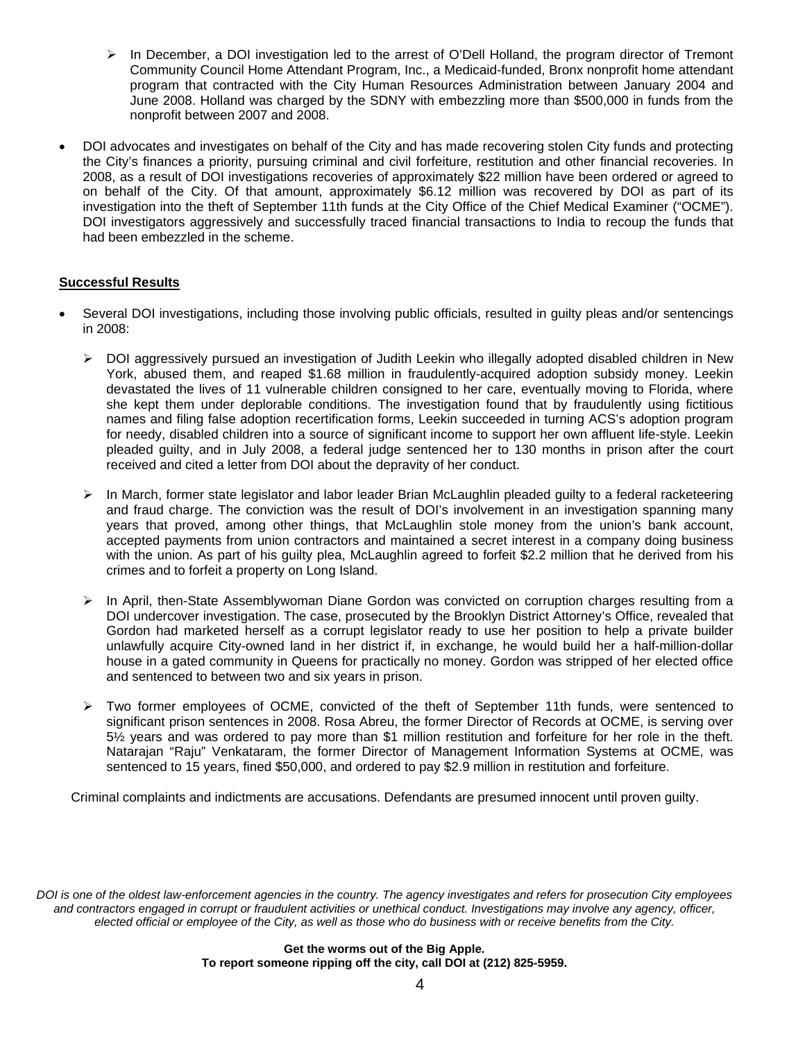- In December, a DOI investigation led to the arrest of O'Dell Holland, the program director of Tremont Community Council Home Attendant Program, Inc., a Medicaid-funded, Bronx nonprofit home attendant program that contracted with the City Human Resources Administration between January 2004 and June 2008. Holland was charged by the SDNY with embezzling more than $500,000 in funds from the nonprofit between 2007 and 2008.

- DOI advocates and investigates on behalf of the City and has made recovering stolen City funds and protecting the City's finances a priority, pursuing criminal and civil forfeiture, restitution and other financial recoveries. In 2008, as a result of DOI investigations recoveries of approximately $22 million have been ordered or agreed to on behalf of the City. Of that amount, approximately $6.12 million was recovered by DOI as part of its investigation into the theft of September 11th funds at the City Office of the Chief Medical Examiner ("OCME"). DOI investigators aggressively and successfully traced financial transactions to India to recoup the funds that had been embezzled in the scheme.

**Successful Results**

- Several DOI investigations, including those involving public officials, resulted in guilty pleas and/or sentencings in 2008:
  - DOI aggressively pursued an investigation of Judith Leekin who illegally adopted disabled children in New York, abused them, and reaped $1.68 million in fraudulently-acquired adoption subsidy money. Leekin devastated the lives of 11 vulnerable children consigned to her care, eventually moving to Florida, where she kept them under deplorable conditions. The investigation found that by fraudulently using fictitious names and filing false adoption recertification forms, Leekin succeeded in turning ACS's adoption program for needy, disabled children into a source of significant income to support her own affluent life-style. Leekin pleaded guilty, and in July 2008, a federal judge sentenced her to 130 months in prison after the court received and cited a letter from DOI about the depravity of her conduct.
  - In March, former state legislator and labor leader Brian McLaughlin pleaded guilty to a federal racketeering and fraud charge. The conviction was the result of DOI's involvement in an investigation spanning many years that proved, among other things, that McLaughlin stole money from the union's bank account, accepted payments from union contractors and maintained a secret interest in a company doing business with the union. As part of his guilty plea, McLaughlin agreed to forfeit $2.2 million that he derived from his crimes and to forfeit a property on Long Island.
  - In April, then-State Assemblywoman Diane Gordon was convicted on corruption charges resulting from a DOI undercover investigation. The case, prosecuted by the Brooklyn District Attorney's Office, revealed that Gordon had marketed herself as a corrupt legislator ready to use her position to help a private builder unlawfully acquire City-owned land in her district if, in exchange, he would build her a half-million-dollar house in a gated community in Queens for practically no money. Gordon was stripped of her elected office and sentenced to between two and six years in prison.
  - Two former employees of OCME, convicted of the theft of September 11th funds, were sentenced to significant prison sentences in 2008. Rosa Abreu, the former Director of Records at OCME, is serving over 5½ years and was ordered to pay more than $1 million restitution and forfeiture for her role in the theft. Natarajan "Raju" Venkataram, the former Director of Management Information Systems at OCME, was sentenced to 15 years, fined $50,000, and ordered to pay $2.9 million in restitution and forfeiture.

Criminal complaints and indictments are accusations. Defendants are presumed innocent until proven guilty.

*DOI is one of the oldest law-enforcement agencies in the country. The agency investigates and refers for prosecution City employees and contractors engaged in corrupt or fraudulent activities or unethical conduct. Investigations may involve any agency, officer, elected official or employee of the City, as well as those who do business with or receive benefits from the City.*

**Get the worms out of the Big Apple.**
**To report someone ripping off the city, call DOI at (212) 825-5959.**